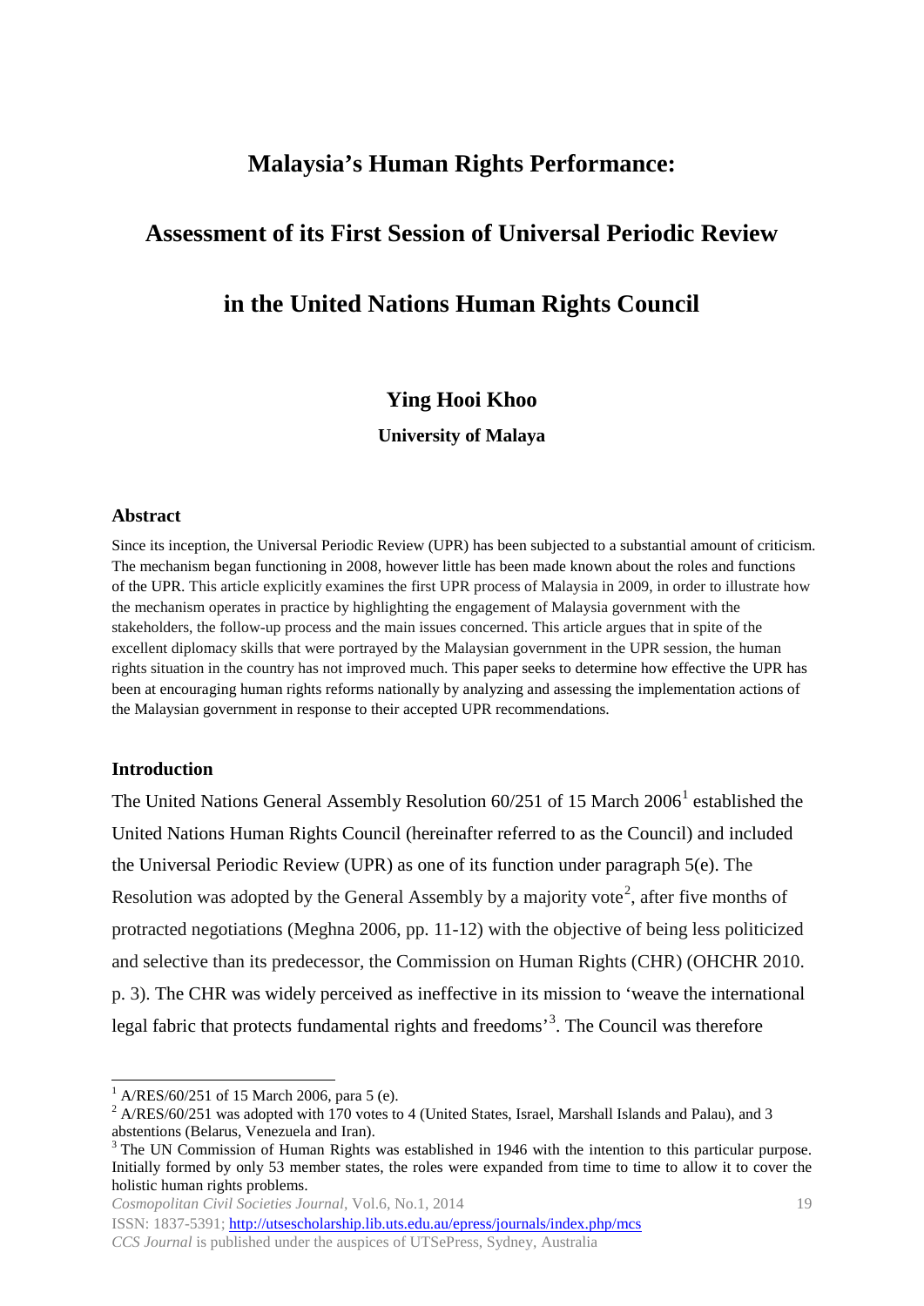# Malaysia's Human Rights Performance: Assessment of its First Session of Universal Periodic Review in the United Nations Human Rights Council

**Ying Hooi Khoo**

**University of Malaya**

## Abstract

Since its inception, the Universal Periodic Review (UPR) has been subjected to a substantial amount of criticism. The mechanism began functioning in 2008, however little has been made known about the roles and functions of the UPR. This article explicitly examines the first UPR process of Malaysia in 2009, in order to illustrate how the mechanism operates in practice by highlighting the engagement of Malaysia government with the stakeholders, the follow-up process and the main issues concerned. This article argues that in spite of the excellent diplomacy skills that were portrayed by the Malaysian government in the UPR session, the human rights situation in the country has not improved much. This paper seeks to determine how effective the UPR has been at encouraging human rights reforms nationally by analyzing and assessing the implementation actions of the Malaysian government in response to their accepted UPR recommendations.

## Introduction

The United Nations General Assembly Resolution 60/251 of 15 March 2006[1] established the United Nations Human Rights Council (hereinafter referred to as the Council) and included the Universal Periodic Review (UPR) as one of its function under paragraph 5(e). The Resolution was adopted by the General Assembly by a majority vote[2], after five months of protracted negotiations (Meghna 2006, pp. 11-12) with the objective of being less politicized and selective than its predecessor, the Commission on Human Rights (CHR) (OHCHR 2010. p. 3). The CHR was widely perceived as ineffective in its mission to 'weave the international legal fabric that protects fundamental rights and freedoms'[3]. The Council was therefore

---

[1] A/RES/60/251 of 15 March 2006, para 5 (e).

[2] A/RES/60/251 was adopted with 170 votes to 4 (United States, Israel, Marshall Islands and Palau), and 3 abstentions (Belarus, Venezuela and Iran).

[3] The UN Commission of Human Rights was established in 1946 with the intention to this particular purpose. Initially formed by only 53 member states, the roles were expanded from time to time to allow it to cover the holistic human rights problems.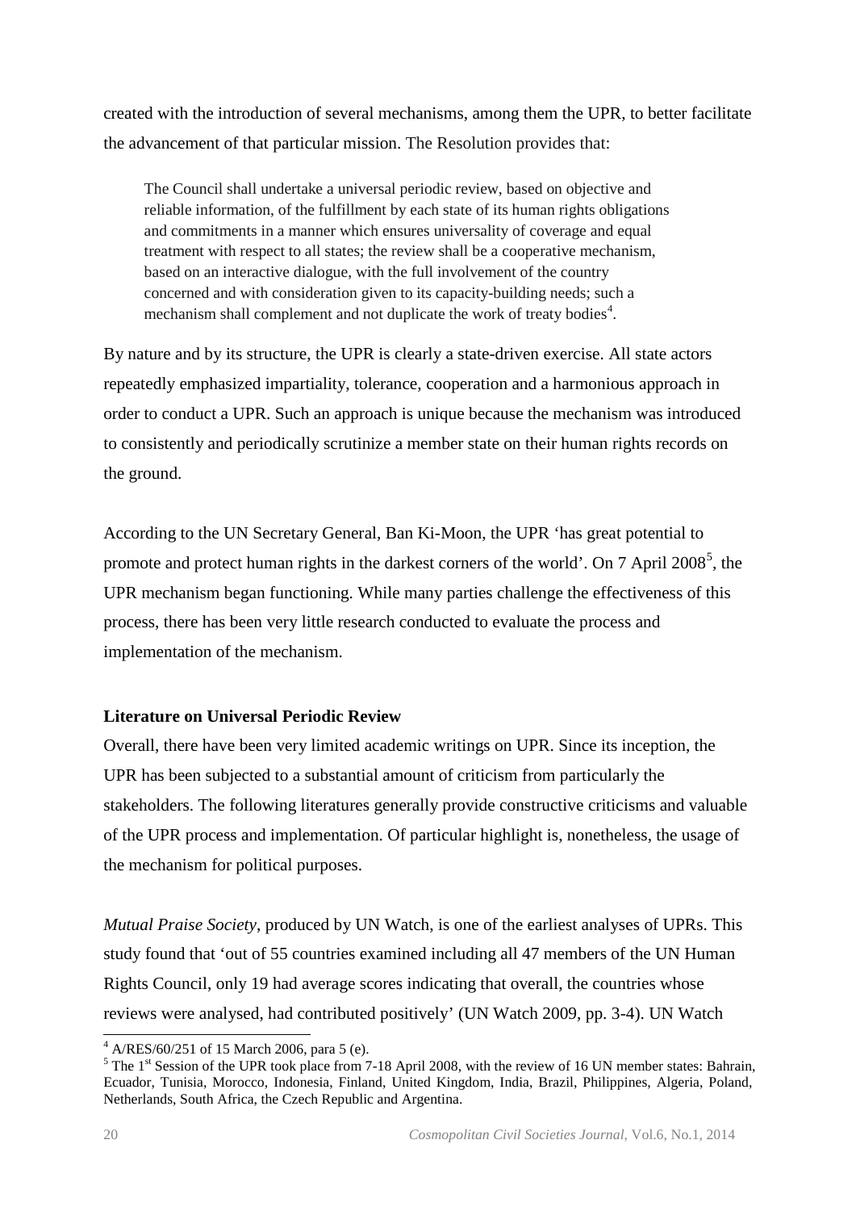created with the introduction of several mechanisms, among them the UPR, to better facilitate the advancement of that particular mission. The Resolution provides that:

> The Council shall undertake a universal periodic review, based on objective and reliable information, of the fulfillment by each state of its human rights obligations and commitments in a manner which ensures universality of coverage and equal treatment with respect to all states; the review shall be a cooperative mechanism, based on an interactive dialogue, with the full involvement of the country concerned and with consideration given to its capacity-building needs; such a mechanism shall complement and not duplicate the work of treaty bodies[4].

By nature and by its structure, the UPR is clearly a state-driven exercise. All state actors repeatedly emphasized impartiality, tolerance, cooperation and a harmonious approach in order to conduct a UPR. Such an approach is unique because the mechanism was introduced to consistently and periodically scrutinize a member state on their human rights records on the ground.

According to the UN Secretary General, Ban Ki-Moon, the UPR 'has great potential to promote and protect human rights in the darkest corners of the world'. On 7 April 2008[5], the UPR mechanism began functioning. While many parties challenge the effectiveness of this process, there has been very little research conducted to evaluate the process and implementation of the mechanism.

**Literature on Universal Periodic Review**

Overall, there have been very limited academic writings on UPR. Since its inception, the UPR has been subjected to a substantial amount of criticism from particularly the stakeholders. The following literatures generally provide constructive criticisms and valuable of the UPR process and implementation. Of particular highlight is, nonetheless, the usage of the mechanism for political purposes.

*Mutual Praise Society*, produced by UN Watch, is one of the earliest analyses of UPRs. This study found that 'out of 55 countries examined including all 47 members of the UN Human Rights Council, only 19 had average scores indicating that overall, the countries whose reviews were analysed, had contributed positively' (UN Watch 2009, pp. 3-4). UN Watch

[4] A/RES/60/251 of 15 March 2006, para 5 (e).

[5] The 1st Session of the UPR took place from 7-18 April 2008, with the review of 16 UN member states: Bahrain, Ecuador, Tunisia, Morocco, Indonesia, Finland, United Kingdom, India, Brazil, Philippines, Algeria, Poland, Netherlands, South Africa, the Czech Republic and Argentina.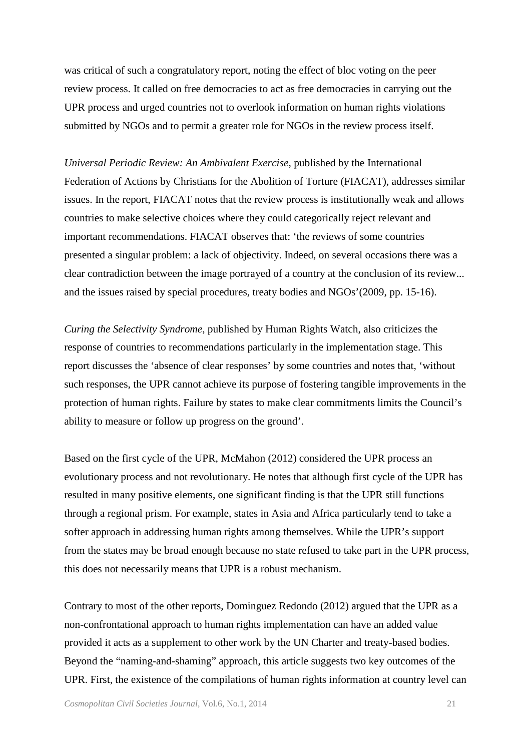was critical of such a congratulatory report, noting the effect of bloc voting on the peer review process. It called on free democracies to act as free democracies in carrying out the UPR process and urged countries not to overlook information on human rights violations submitted by NGOs and to permit a greater role for NGOs in the review process itself.

*Universal Periodic Review: An Ambivalent Exercise*, published by the International Federation of Actions by Christians for the Abolition of Torture (FIACAT), addresses similar issues. In the report, FIACAT notes that the review process is institutionally weak and allows countries to make selective choices where they could categorically reject relevant and important recommendations. FIACAT observes that: 'the reviews of some countries presented a singular problem: a lack of objectivity. Indeed, on several occasions there was a clear contradiction between the image portrayed of a country at the conclusion of its review... and the issues raised by special procedures, treaty bodies and NGOs'(2009, pp. 15-16).

*Curing the Selectivity Syndrome*, published by Human Rights Watch, also criticizes the response of countries to recommendations particularly in the implementation stage. This report discusses the 'absence of clear responses' by some countries and notes that, 'without such responses, the UPR cannot achieve its purpose of fostering tangible improvements in the protection of human rights. Failure by states to make clear commitments limits the Council's ability to measure or follow up progress on the ground'.

Based on the first cycle of the UPR, McMahon (2012) considered the UPR process an evolutionary process and not revolutionary. He notes that although first cycle of the UPR has resulted in many positive elements, one significant finding is that the UPR still functions through a regional prism. For example, states in Asia and Africa particularly tend to take a softer approach in addressing human rights among themselves. While the UPR's support from the states may be broad enough because no state refused to take part in the UPR process, this does not necessarily means that UPR is a robust mechanism.

Contrary to most of the other reports, Dominguez Redondo (2012) argued that the UPR as a non-confrontational approach to human rights implementation can have an added value provided it acts as a supplement to other work by the UN Charter and treaty-based bodies. Beyond the "naming-and-shaming" approach, this article suggests two key outcomes of the UPR. First, the existence of the compilations of human rights information at country level can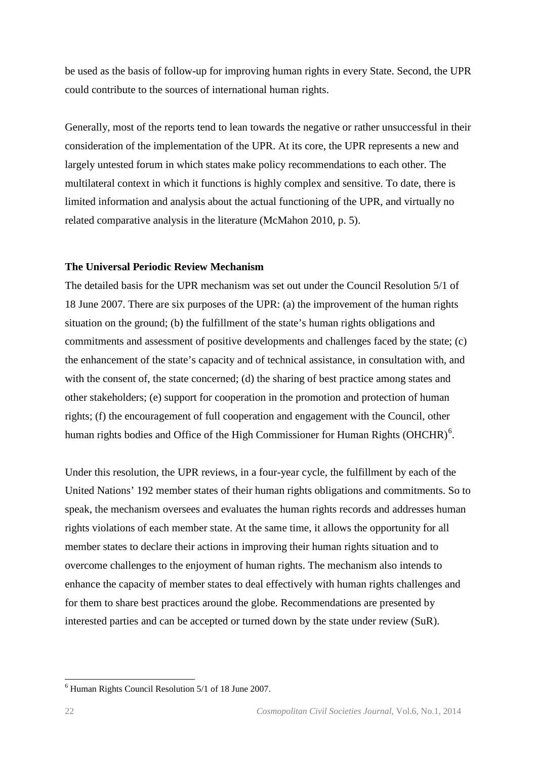be used as the basis of follow-up for improving human rights in every State. Second, the UPR could contribute to the sources of international human rights.

Generally, most of the reports tend to lean towards the negative or rather unsuccessful in their consideration of the implementation of the UPR. At its core, the UPR represents a new and largely untested forum in which states make policy recommendations to each other. The multilateral context in which it functions is highly complex and sensitive. To date, there is limited information and analysis about the actual functioning of the UPR, and virtually no related comparative analysis in the literature (McMahon 2010, p. 5).

**The Universal Periodic Review Mechanism**

The detailed basis for the UPR mechanism was set out under the Council Resolution 5/1 of 18 June 2007. There are six purposes of the UPR: (a) the improvement of the human rights situation on the ground; (b) the fulfillment of the state's human rights obligations and commitments and assessment of positive developments and challenges faced by the state; (c) the enhancement of the state's capacity and of technical assistance, in consultation with, and with the consent of, the state concerned; (d) the sharing of best practice among states and other stakeholders; (e) support for cooperation in the promotion and protection of human rights; (f) the encouragement of full cooperation and engagement with the Council, other human rights bodies and Office of the High Commissioner for Human Rights (OHCHR)[6].

Under this resolution, the UPR reviews, in a four-year cycle, the fulfillment by each of the United Nations' 192 member states of their human rights obligations and commitments. So to speak, the mechanism oversees and evaluates the human rights records and addresses human rights violations of each member state. At the same time, it allows the opportunity for all member states to declare their actions in improving their human rights situation and to overcome challenges to the enjoyment of human rights. The mechanism also intends to enhance the capacity of member states to deal effectively with human rights challenges and for them to share best practices around the globe. Recommendations are presented by interested parties and can be accepted or turned down by the state under review (SuR).

[6] Human Rights Council Resolution 5/1 of 18 June 2007.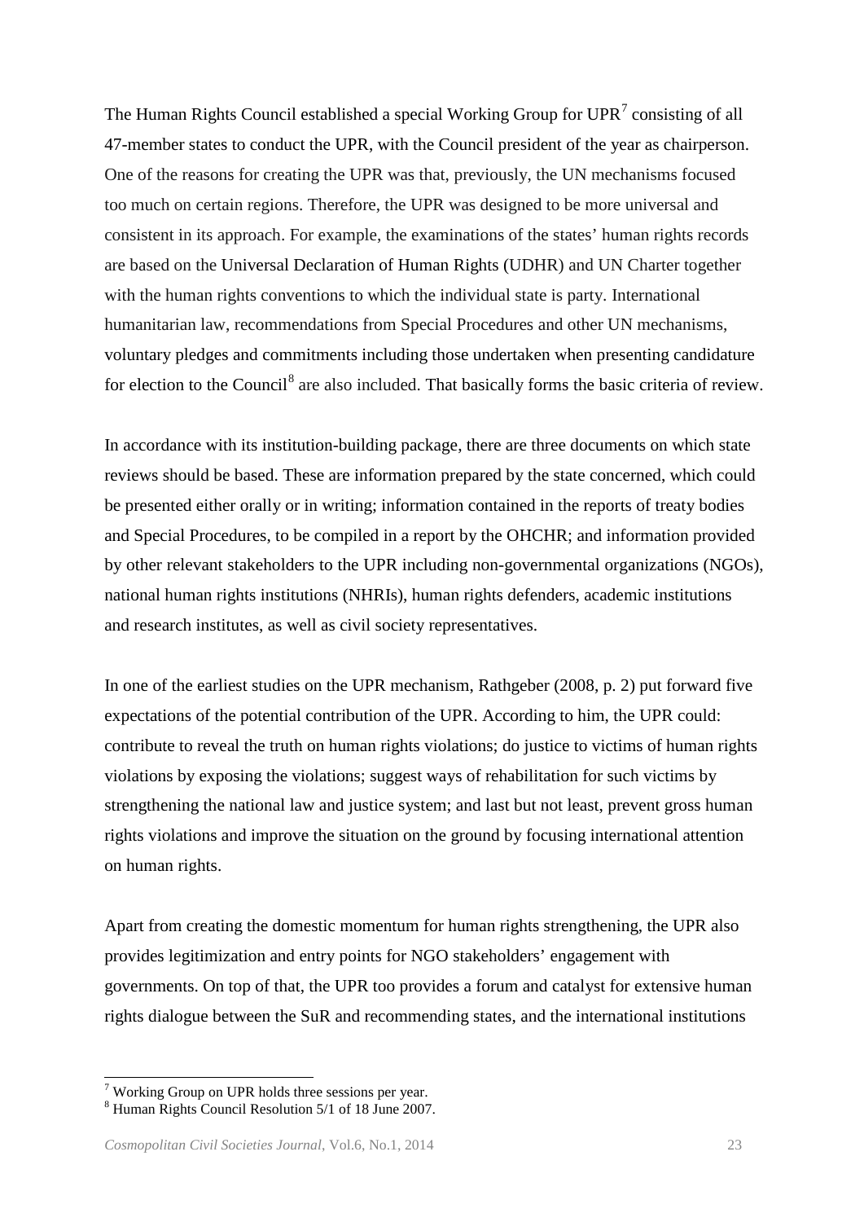The Human Rights Council established a special Working Group for UPR[7] consisting of all 47-member states to conduct the UPR, with the Council president of the year as chairperson. One of the reasons for creating the UPR was that, previously, the UN mechanisms focused too much on certain regions. Therefore, the UPR was designed to be more universal and consistent in its approach. For example, the examinations of the states' human rights records are based on the Universal Declaration of Human Rights (UDHR) and UN Charter together with the human rights conventions to which the individual state is party. International humanitarian law, recommendations from Special Procedures and other UN mechanisms, voluntary pledges and commitments including those undertaken when presenting candidature for election to the Council[8] are also included. That basically forms the basic criteria of review.

In accordance with its institution-building package, there are three documents on which state reviews should be based. These are information prepared by the state concerned, which could be presented either orally or in writing; information contained in the reports of treaty bodies and Special Procedures, to be compiled in a report by the OHCHR; and information provided by other relevant stakeholders to the UPR including non-governmental organizations (NGOs), national human rights institutions (NHRIs), human rights defenders, academic institutions and research institutes, as well as civil society representatives.

In one of the earliest studies on the UPR mechanism, Rathgeber (2008, p. 2) put forward five expectations of the potential contribution of the UPR. According to him, the UPR could: contribute to reveal the truth on human rights violations; do justice to victims of human rights violations by exposing the violations; suggest ways of rehabilitation for such victims by strengthening the national law and justice system; and last but not least, prevent gross human rights violations and improve the situation on the ground by focusing international attention on human rights.

Apart from creating the domestic momentum for human rights strengthening, the UPR also provides legitimization and entry points for NGO stakeholders' engagement with governments. On top of that, the UPR too provides a forum and catalyst for extensive human rights dialogue between the SuR and recommending states, and the international institutions

[7] Working Group on UPR holds three sessions per year.

[8] Human Rights Council Resolution 5/1 of 18 June 2007.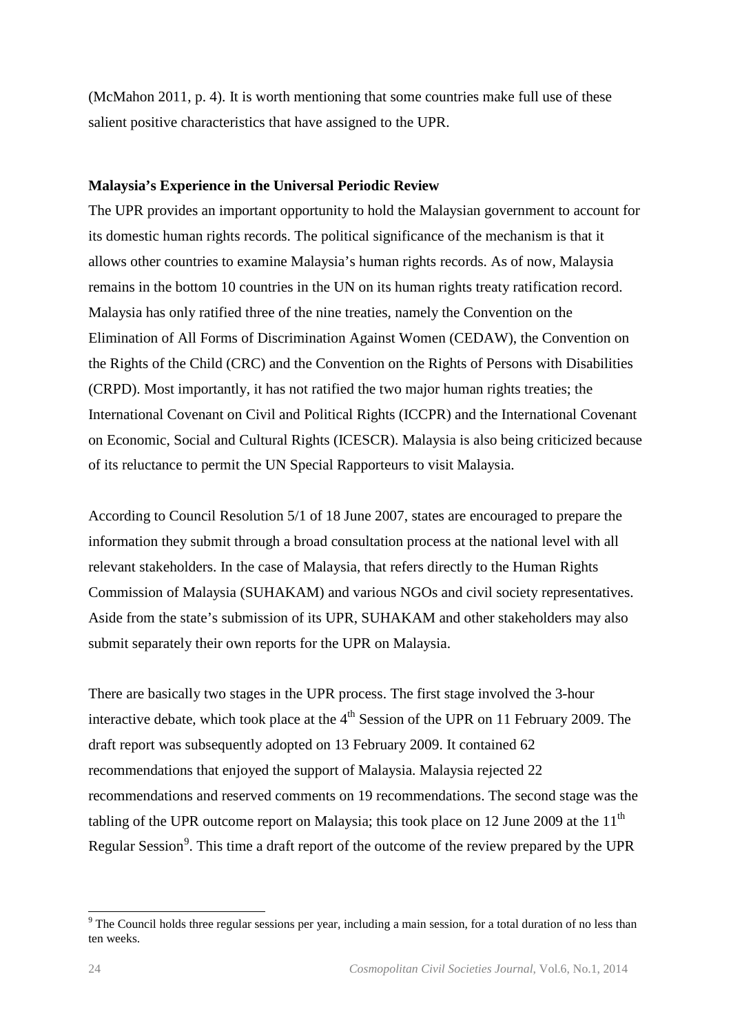(McMahon 2011, p. 4). It is worth mentioning that some countries make full use of these salient positive characteristics that have assigned to the UPR.

**Malaysia's Experience in the Universal Periodic Review**

The UPR provides an important opportunity to hold the Malaysian government to account for its domestic human rights records. The political significance of the mechanism is that it allows other countries to examine Malaysia's human rights records. As of now, Malaysia remains in the bottom 10 countries in the UN on its human rights treaty ratification record. Malaysia has only ratified three of the nine treaties, namely the Convention on the Elimination of All Forms of Discrimination Against Women (CEDAW), the Convention on the Rights of the Child (CRC) and the Convention on the Rights of Persons with Disabilities (CRPD). Most importantly, it has not ratified the two major human rights treaties; the International Covenant on Civil and Political Rights (ICCPR) and the International Covenant on Economic, Social and Cultural Rights (ICESCR). Malaysia is also being criticized because of its reluctance to permit the UN Special Rapporteurs to visit Malaysia.

According to Council Resolution 5/1 of 18 June 2007, states are encouraged to prepare the information they submit through a broad consultation process at the national level with all relevant stakeholders. In the case of Malaysia, that refers directly to the Human Rights Commission of Malaysia (SUHAKAM) and various NGOs and civil society representatives. Aside from the state's submission of its UPR, SUHAKAM and other stakeholders may also submit separately their own reports for the UPR on Malaysia.

There are basically two stages in the UPR process. The first stage involved the 3-hour interactive debate, which took place at the 4th Session of the UPR on 11 February 2009. The draft report was subsequently adopted on 13 February 2009. It contained 62 recommendations that enjoyed the support of Malaysia. Malaysia rejected 22 recommendations and reserved comments on 19 recommendations. The second stage was the tabling of the UPR outcome report on Malaysia; this took place on 12 June 2009 at the 11th Regular Session[9]. This time a draft report of the outcome of the review prepared by the UPR

[9] The Council holds three regular sessions per year, including a main session, for a total duration of no less than ten weeks.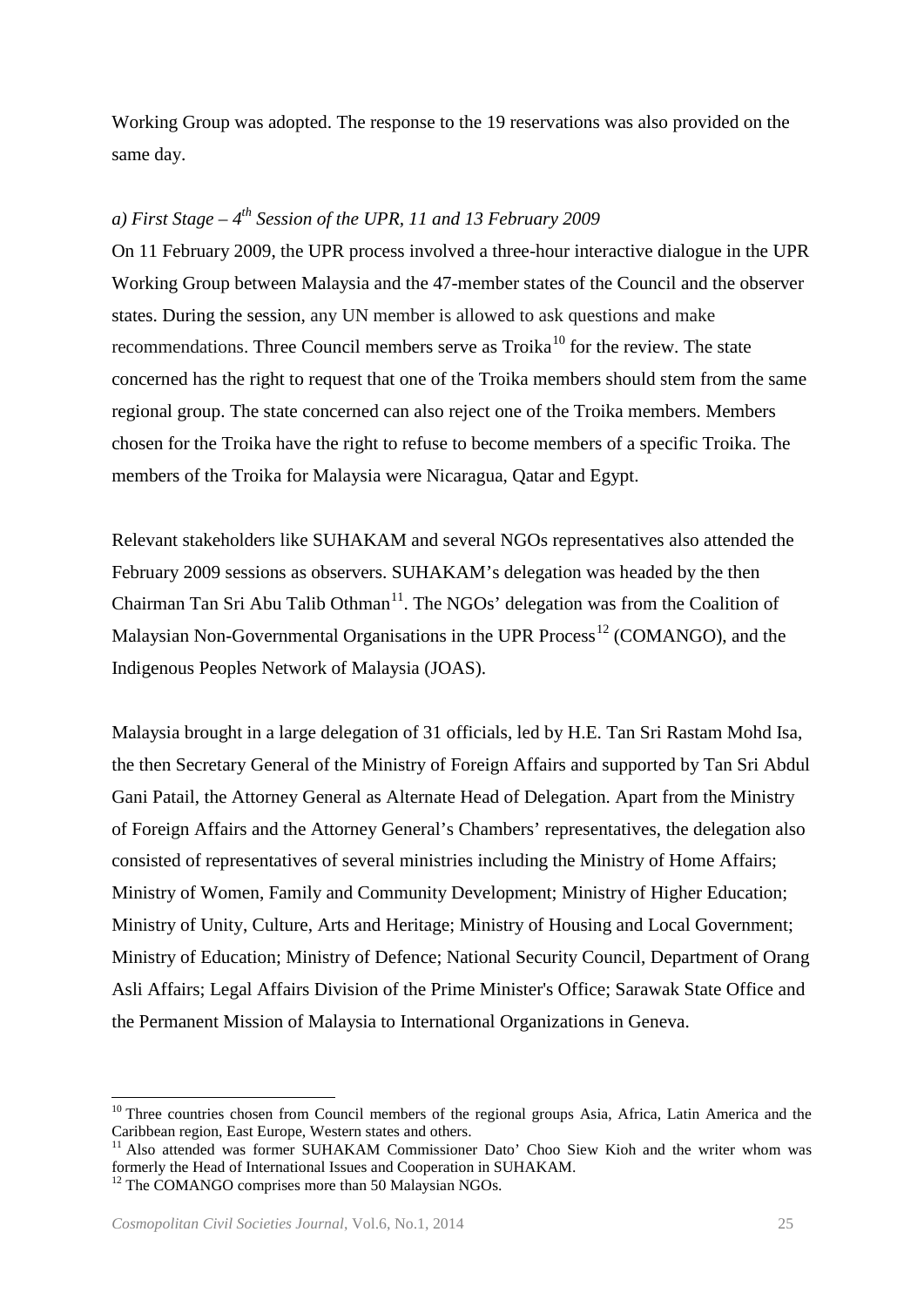Working Group was adopted. The response to the 19 reservations was also provided on the same day.

### *a) First Stage – 4th Session of the UPR, 11 and 13 February 2009*

On 11 February 2009, the UPR process involved a three-hour interactive dialogue in the UPR Working Group between Malaysia and the 47-member states of the Council and the observer states. During the session, any UN member is allowed to ask questions and make recommendations. Three Council members serve as Troika[10] for the review. The state concerned has the right to request that one of the Troika members should stem from the same regional group. The state concerned can also reject one of the Troika members. Members chosen for the Troika have the right to refuse to become members of a specific Troika. The members of the Troika for Malaysia were Nicaragua, Qatar and Egypt.

Relevant stakeholders like SUHAKAM and several NGOs representatives also attended the February 2009 sessions as observers. SUHAKAM's delegation was headed by the then Chairman Tan Sri Abu Talib Othman[11]. The NGOs' delegation was from the Coalition of Malaysian Non-Governmental Organisations in the UPR Process[12] (COMANGO), and the Indigenous Peoples Network of Malaysia (JOAS).

Malaysia brought in a large delegation of 31 officials, led by H.E. Tan Sri Rastam Mohd Isa, the then Secretary General of the Ministry of Foreign Affairs and supported by Tan Sri Abdul Gani Patail, the Attorney General as Alternate Head of Delegation. Apart from the Ministry of Foreign Affairs and the Attorney General's Chambers' representatives, the delegation also consisted of representatives of several ministries including the Ministry of Home Affairs; Ministry of Women, Family and Community Development; Ministry of Higher Education; Ministry of Unity, Culture, Arts and Heritage; Ministry of Housing and Local Government; Ministry of Education; Ministry of Defence; National Security Council, Department of Orang Asli Affairs; Legal Affairs Division of the Prime Minister's Office; Sarawak State Office and the Permanent Mission of Malaysia to International Organizations in Geneva.

---

[10] Three countries chosen from Council members of the regional groups Asia, Africa, Latin America and the Caribbean region, East Europe, Western states and others.

[11] Also attended was former SUHAKAM Commissioner Dato' Choo Siew Kioh and the writer whom was formerly the Head of International Issues and Cooperation in SUHAKAM.

[12] The COMANGO comprises more than 50 Malaysian NGOs.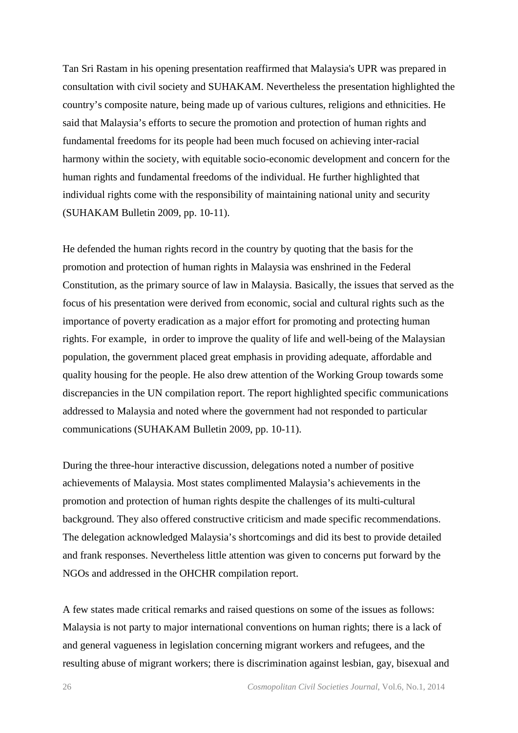Tan Sri Rastam in his opening presentation reaffirmed that Malaysia's UPR was prepared in consultation with civil society and SUHAKAM. Nevertheless the presentation highlighted the country's composite nature, being made up of various cultures, religions and ethnicities. He said that Malaysia's efforts to secure the promotion and protection of human rights and fundamental freedoms for its people had been much focused on achieving inter-racial harmony within the society, with equitable socio-economic development and concern for the human rights and fundamental freedoms of the individual. He further highlighted that individual rights come with the responsibility of maintaining national unity and security (SUHAKAM Bulletin 2009, pp. 10-11).

He defended the human rights record in the country by quoting that the basis for the promotion and protection of human rights in Malaysia was enshrined in the Federal Constitution, as the primary source of law in Malaysia. Basically, the issues that served as the focus of his presentation were derived from economic, social and cultural rights such as the importance of poverty eradication as a major effort for promoting and protecting human rights. For example, in order to improve the quality of life and well-being of the Malaysian population, the government placed great emphasis in providing adequate, affordable and quality housing for the people. He also drew attention of the Working Group towards some discrepancies in the UN compilation report. The report highlighted specific communications addressed to Malaysia and noted where the government had not responded to particular communications (SUHAKAM Bulletin 2009, pp. 10-11).

During the three-hour interactive discussion, delegations noted a number of positive achievements of Malaysia. Most states complimented Malaysia's achievements in the promotion and protection of human rights despite the challenges of its multi-cultural background. They also offered constructive criticism and made specific recommendations. The delegation acknowledged Malaysia's shortcomings and did its best to provide detailed and frank responses. Nevertheless little attention was given to concerns put forward by the NGOs and addressed in the OHCHR compilation report.

A few states made critical remarks and raised questions on some of the issues as follows: Malaysia is not party to major international conventions on human rights; there is a lack of and general vagueness in legislation concerning migrant workers and refugees, and the resulting abuse of migrant workers; there is discrimination against lesbian, gay, bisexual and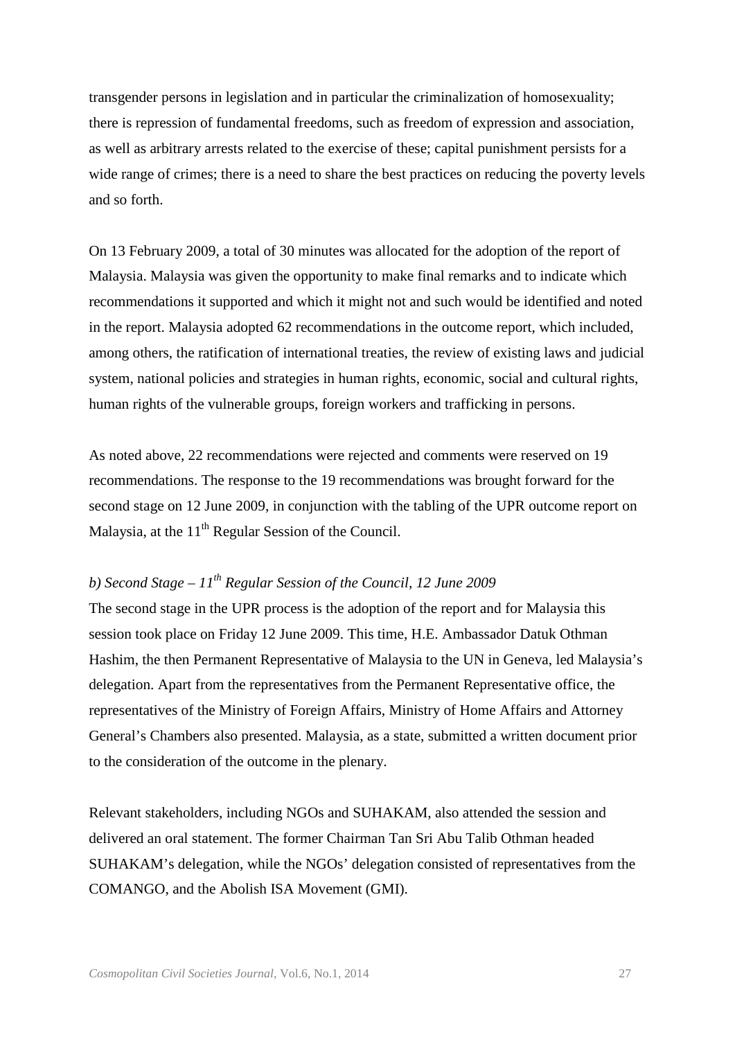transgender persons in legislation and in particular the criminalization of homosexuality; there is repression of fundamental freedoms, such as freedom of expression and association, as well as arbitrary arrests related to the exercise of these; capital punishment persists for a wide range of crimes; there is a need to share the best practices on reducing the poverty levels and so forth.

On 13 February 2009, a total of 30 minutes was allocated for the adoption of the report of Malaysia. Malaysia was given the opportunity to make final remarks and to indicate which recommendations it supported and which it might not and such would be identified and noted in the report. Malaysia adopted 62 recommendations in the outcome report, which included, among others, the ratification of international treaties, the review of existing laws and judicial system, national policies and strategies in human rights, economic, social and cultural rights, human rights of the vulnerable groups, foreign workers and trafficking in persons.

As noted above, 22 recommendations were rejected and comments were reserved on 19 recommendations. The response to the 19 recommendations was brought forward for the second stage on 12 June 2009, in conjunction with the tabling of the UPR outcome report on Malaysia, at the 11th Regular Session of the Council.

*b) Second Stage – 11th Regular Session of the Council, 12 June 2009*

The second stage in the UPR process is the adoption of the report and for Malaysia this session took place on Friday 12 June 2009. This time, H.E. Ambassador Datuk Othman Hashim, the then Permanent Representative of Malaysia to the UN in Geneva, led Malaysia's delegation. Apart from the representatives from the Permanent Representative office, the representatives of the Ministry of Foreign Affairs, Ministry of Home Affairs and Attorney General's Chambers also presented. Malaysia, as a state, submitted a written document prior to the consideration of the outcome in the plenary.

Relevant stakeholders, including NGOs and SUHAKAM, also attended the session and delivered an oral statement. The former Chairman Tan Sri Abu Talib Othman headed SUHAKAM's delegation, while the NGOs' delegation consisted of representatives from the COMANGO, and the Abolish ISA Movement (GMI).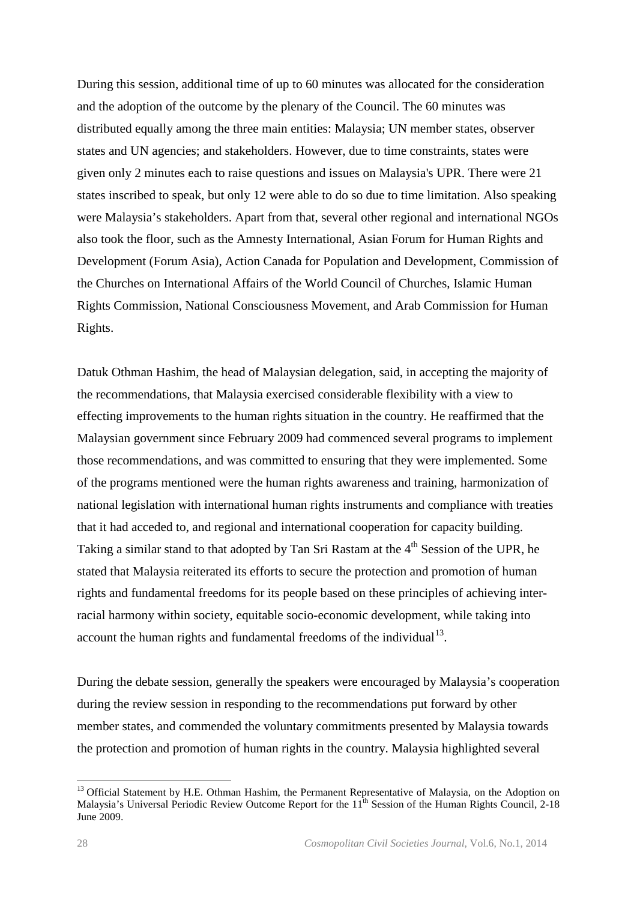During this session, additional time of up to 60 minutes was allocated for the consideration and the adoption of the outcome by the plenary of the Council. The 60 minutes was distributed equally among the three main entities: Malaysia; UN member states, observer states and UN agencies; and stakeholders. However, due to time constraints, states were given only 2 minutes each to raise questions and issues on Malaysia's UPR. There were 21 states inscribed to speak, but only 12 were able to do so due to time limitation. Also speaking were Malaysia's stakeholders. Apart from that, several other regional and international NGOs also took the floor, such as the Amnesty International, Asian Forum for Human Rights and Development (Forum Asia), Action Canada for Population and Development, Commission of the Churches on International Affairs of the World Council of Churches, Islamic Human Rights Commission, National Consciousness Movement, and Arab Commission for Human Rights.

Datuk Othman Hashim, the head of Malaysian delegation, said, in accepting the majority of the recommendations, that Malaysia exercised considerable flexibility with a view to effecting improvements to the human rights situation in the country. He reaffirmed that the Malaysian government since February 2009 had commenced several programs to implement those recommendations, and was committed to ensuring that they were implemented. Some of the programs mentioned were the human rights awareness and training, harmonization of national legislation with international human rights instruments and compliance with treaties that it had acceded to, and regional and international cooperation for capacity building. Taking a similar stand to that adopted by Tan Sri Rastam at the 4th Session of the UPR, he stated that Malaysia reiterated its efforts to secure the protection and promotion of human rights and fundamental freedoms for its people based on these principles of achieving inter-racial harmony within society, equitable socio-economic development, while taking into account the human rights and fundamental freedoms of the individual[13].

During the debate session, generally the speakers were encouraged by Malaysia's cooperation during the review session in responding to the recommendations put forward by other member states, and commended the voluntary commitments presented by Malaysia towards the protection and promotion of human rights in the country. Malaysia highlighted several

[13] Official Statement by H.E. Othman Hashim, the Permanent Representative of Malaysia, on the Adoption on Malaysia's Universal Periodic Review Outcome Report for the 11th Session of the Human Rights Council, 2-18 June 2009.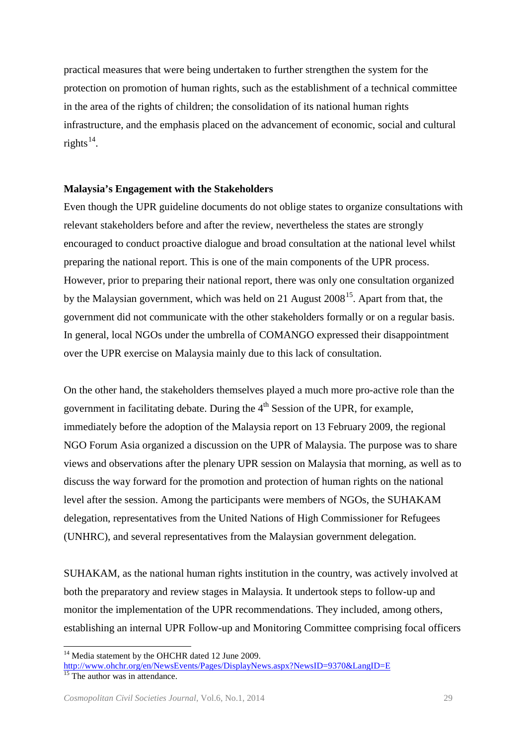practical measures that were being undertaken to further strengthen the system for the protection on promotion of human rights, such as the establishment of a technical committee in the area of the rights of children; the consolidation of its national human rights infrastructure, and the emphasis placed on the advancement of economic, social and cultural rights[14].

**Malaysia's Engagement with the Stakeholders**

Even though the UPR guideline documents do not oblige states to organize consultations with relevant stakeholders before and after the review, nevertheless the states are strongly encouraged to conduct proactive dialogue and broad consultation at the national level whilst preparing the national report. This is one of the main components of the UPR process. However, prior to preparing their national report, there was only one consultation organized by the Malaysian government, which was held on 21 August 2008[15]. Apart from that, the government did not communicate with the other stakeholders formally or on a regular basis. In general, local NGOs under the umbrella of COMANGO expressed their disappointment over the UPR exercise on Malaysia mainly due to this lack of consultation.

On the other hand, the stakeholders themselves played a much more pro-active role than the government in facilitating debate. During the 4th Session of the UPR, for example, immediately before the adoption of the Malaysia report on 13 February 2009, the regional NGO Forum Asia organized a discussion on the UPR of Malaysia. The purpose was to share views and observations after the plenary UPR session on Malaysia that morning, as well as to discuss the way forward for the promotion and protection of human rights on the national level after the session. Among the participants were members of NGOs, the SUHAKAM delegation, representatives from the United Nations of High Commissioner for Refugees (UNHRC), and several representatives from the Malaysian government delegation.

SUHAKAM, as the national human rights institution in the country, was actively involved at both the preparatory and review stages in Malaysia. It undertook steps to follow-up and monitor the implementation of the UPR recommendations. They included, among others, establishing an internal UPR Follow-up and Monitoring Committee comprising focal officers

---

[14] Media statement by the OHCHR dated 12 June 2009. http://www.ohchr.org/en/NewsEvents/Pages/DisplayNews.aspx?NewsID=9370&LangID=E

[15] The author was in attendance.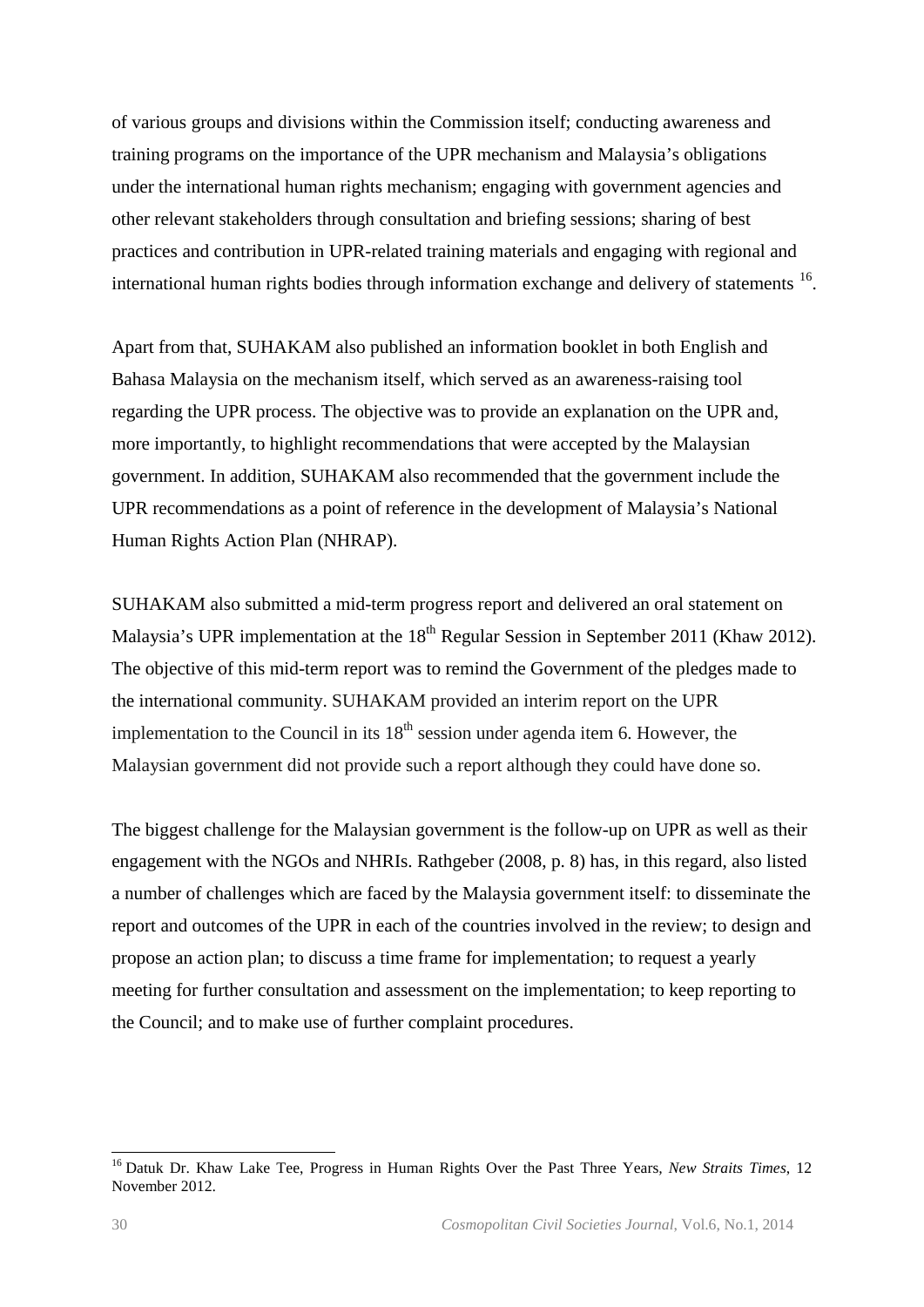of various groups and divisions within the Commission itself; conducting awareness and training programs on the importance of the UPR mechanism and Malaysia's obligations under the international human rights mechanism; engaging with government agencies and other relevant stakeholders through consultation and briefing sessions; sharing of best practices and contribution in UPR-related training materials and engaging with regional and international human rights bodies through information exchange and delivery of statements [16].

Apart from that, SUHAKAM also published an information booklet in both English and Bahasa Malaysia on the mechanism itself, which served as an awareness-raising tool regarding the UPR process. The objective was to provide an explanation on the UPR and, more importantly, to highlight recommendations that were accepted by the Malaysian government. In addition, SUHAKAM also recommended that the government include the UPR recommendations as a point of reference in the development of Malaysia's National Human Rights Action Plan (NHRAP).

SUHAKAM also submitted a mid-term progress report and delivered an oral statement on Malaysia's UPR implementation at the 18th Regular Session in September 2011 (Khaw 2012). The objective of this mid-term report was to remind the Government of the pledges made to the international community. SUHAKAM provided an interim report on the UPR implementation to the Council in its 18th session under agenda item 6. However, the Malaysian government did not provide such a report although they could have done so.

The biggest challenge for the Malaysian government is the follow-up on UPR as well as their engagement with the NGOs and NHRIs. Rathgeber (2008, p. 8) has, in this regard, also listed a number of challenges which are faced by the Malaysia government itself: to disseminate the report and outcomes of the UPR in each of the countries involved in the review; to design and propose an action plan; to discuss a time frame for implementation; to request a yearly meeting for further consultation and assessment on the implementation; to keep reporting to the Council; and to make use of further complaint procedures.

---

[16] Datuk Dr. Khaw Lake Tee, Progress in Human Rights Over the Past Three Years, *New Straits Times*, 12 November 2012.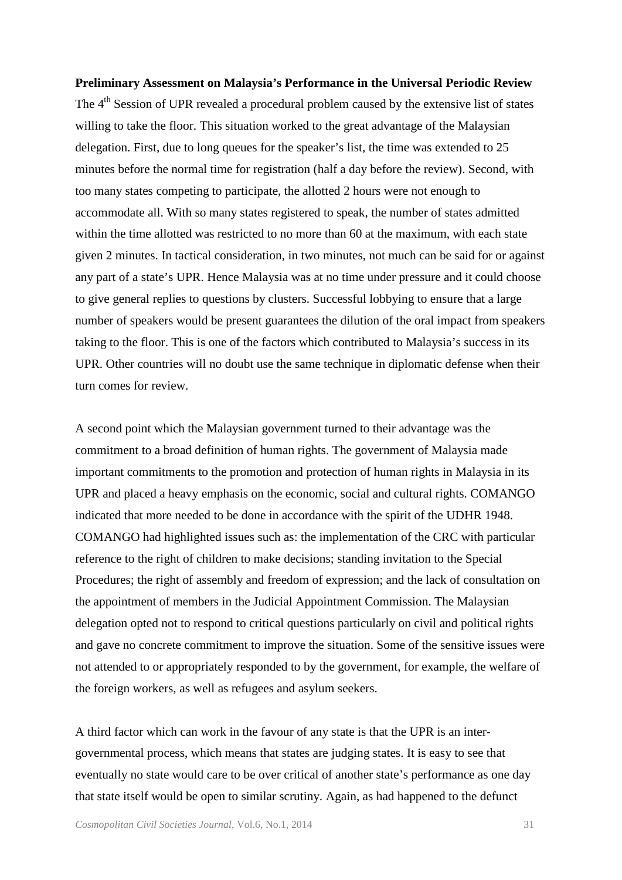**Preliminary Assessment on Malaysia's Performance in the Universal Periodic Review**

The 4th Session of UPR revealed a procedural problem caused by the extensive list of states willing to take the floor. This situation worked to the great advantage of the Malaysian delegation. First, due to long queues for the speaker's list, the time was extended to 25 minutes before the normal time for registration (half a day before the review). Second, with too many states competing to participate, the allotted 2 hours were not enough to accommodate all. With so many states registered to speak, the number of states admitted within the time allotted was restricted to no more than 60 at the maximum, with each state given 2 minutes. In tactical consideration, in two minutes, not much can be said for or against any part of a state's UPR. Hence Malaysia was at no time under pressure and it could choose to give general replies to questions by clusters. Successful lobbying to ensure that a large number of speakers would be present guarantees the dilution of the oral impact from speakers taking to the floor. This is one of the factors which contributed to Malaysia's success in its UPR. Other countries will no doubt use the same technique in diplomatic defense when their turn comes for review.

A second point which the Malaysian government turned to their advantage was the commitment to a broad definition of human rights. The government of Malaysia made important commitments to the promotion and protection of human rights in Malaysia in its UPR and placed a heavy emphasis on the economic, social and cultural rights. COMANGO indicated that more needed to be done in accordance with the spirit of the UDHR 1948. COMANGO had highlighted issues such as: the implementation of the CRC with particular reference to the right of children to make decisions; standing invitation to the Special Procedures; the right of assembly and freedom of expression; and the lack of consultation on the appointment of members in the Judicial Appointment Commission. The Malaysian delegation opted not to respond to critical questions particularly on civil and political rights and gave no concrete commitment to improve the situation. Some of the sensitive issues were not attended to or appropriately responded to by the government, for example, the welfare of the foreign workers, as well as refugees and asylum seekers.

A third factor which can work in the favour of any state is that the UPR is an inter-governmental process, which means that states are judging states. It is easy to see that eventually no state would care to be over critical of another state's performance as one day that state itself would be open to similar scrutiny. Again, as had happened to the defunct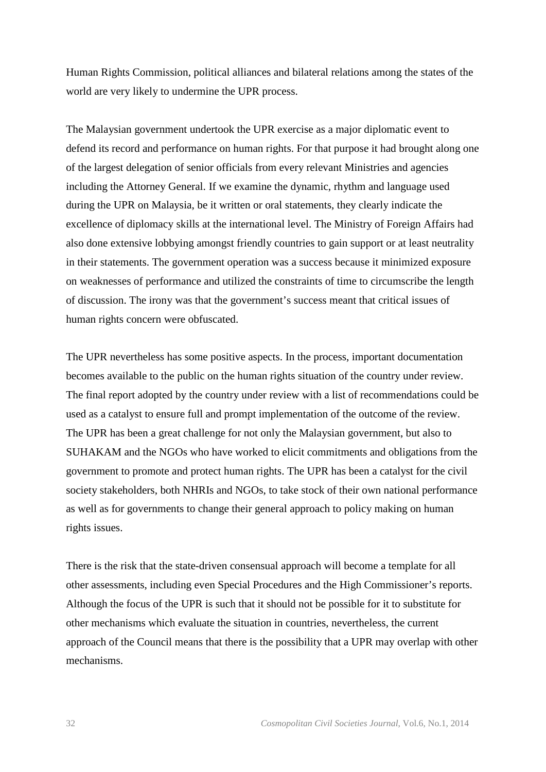Human Rights Commission, political alliances and bilateral relations among the states of the world are very likely to undermine the UPR process.

The Malaysian government undertook the UPR exercise as a major diplomatic event to defend its record and performance on human rights. For that purpose it had brought along one of the largest delegation of senior officials from every relevant Ministries and agencies including the Attorney General. If we examine the dynamic, rhythm and language used during the UPR on Malaysia, be it written or oral statements, they clearly indicate the excellence of diplomacy skills at the international level. The Ministry of Foreign Affairs had also done extensive lobbying amongst friendly countries to gain support or at least neutrality in their statements. The government operation was a success because it minimized exposure on weaknesses of performance and utilized the constraints of time to circumscribe the length of discussion. The irony was that the government's success meant that critical issues of human rights concern were obfuscated.

The UPR nevertheless has some positive aspects. In the process, important documentation becomes available to the public on the human rights situation of the country under review. The final report adopted by the country under review with a list of recommendations could be used as a catalyst to ensure full and prompt implementation of the outcome of the review. The UPR has been a great challenge for not only the Malaysian government, but also to SUHAKAM and the NGOs who have worked to elicit commitments and obligations from the government to promote and protect human rights. The UPR has been a catalyst for the civil society stakeholders, both NHRIs and NGOs, to take stock of their own national performance as well as for governments to change their general approach to policy making on human rights issues.

There is the risk that the state-driven consensual approach will become a template for all other assessments, including even Special Procedures and the High Commissioner's reports. Although the focus of the UPR is such that it should not be possible for it to substitute for other mechanisms which evaluate the situation in countries, nevertheless, the current approach of the Council means that there is the possibility that a UPR may overlap with other mechanisms.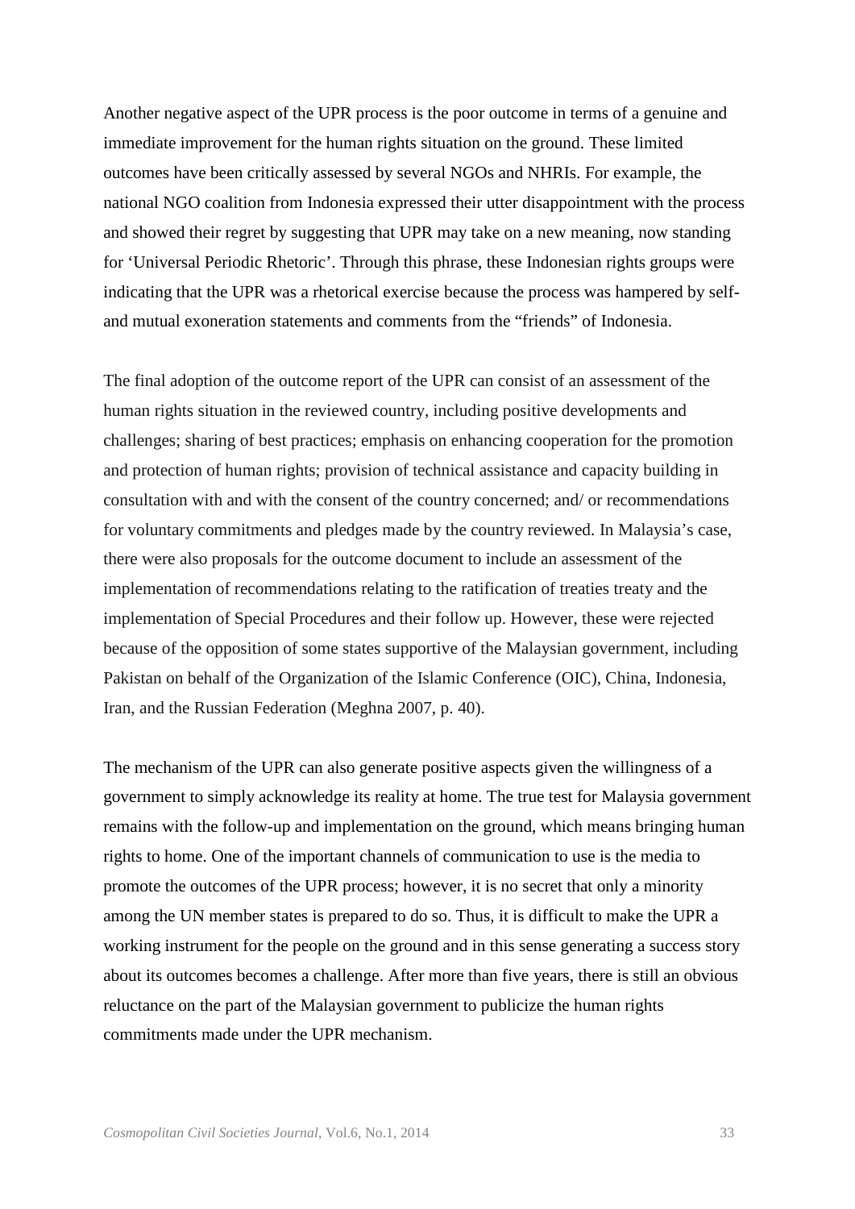Another negative aspect of the UPR process is the poor outcome in terms of a genuine and immediate improvement for the human rights situation on the ground. These limited outcomes have been critically assessed by several NGOs and NHRIs. For example, the national NGO coalition from Indonesia expressed their utter disappointment with the process and showed their regret by suggesting that UPR may take on a new meaning, now standing for 'Universal Periodic Rhetoric'. Through this phrase, these Indonesian rights groups were indicating that the UPR was a rhetorical exercise because the process was hampered by self- and mutual exoneration statements and comments from the "friends" of Indonesia.

The final adoption of the outcome report of the UPR can consist of an assessment of the human rights situation in the reviewed country, including positive developments and challenges; sharing of best practices; emphasis on enhancing cooperation for the promotion and protection of human rights; provision of technical assistance and capacity building in consultation with and with the consent of the country concerned; and/ or recommendations for voluntary commitments and pledges made by the country reviewed. In Malaysia's case, there were also proposals for the outcome document to include an assessment of the implementation of recommendations relating to the ratification of treaties treaty and the implementation of Special Procedures and their follow up. However, these were rejected because of the opposition of some states supportive of the Malaysian government, including Pakistan on behalf of the Organization of the Islamic Conference (OIC), China, Indonesia, Iran, and the Russian Federation (Meghna 2007, p. 40).

The mechanism of the UPR can also generate positive aspects given the willingness of a government to simply acknowledge its reality at home. The true test for Malaysia government remains with the follow-up and implementation on the ground, which means bringing human rights to home. One of the important channels of communication to use is the media to promote the outcomes of the UPR process; however, it is no secret that only a minority among the UN member states is prepared to do so. Thus, it is difficult to make the UPR a working instrument for the people on the ground and in this sense generating a success story about its outcomes becomes a challenge. After more than five years, there is still an obvious reluctance on the part of the Malaysian government to publicize the human rights commitments made under the UPR mechanism.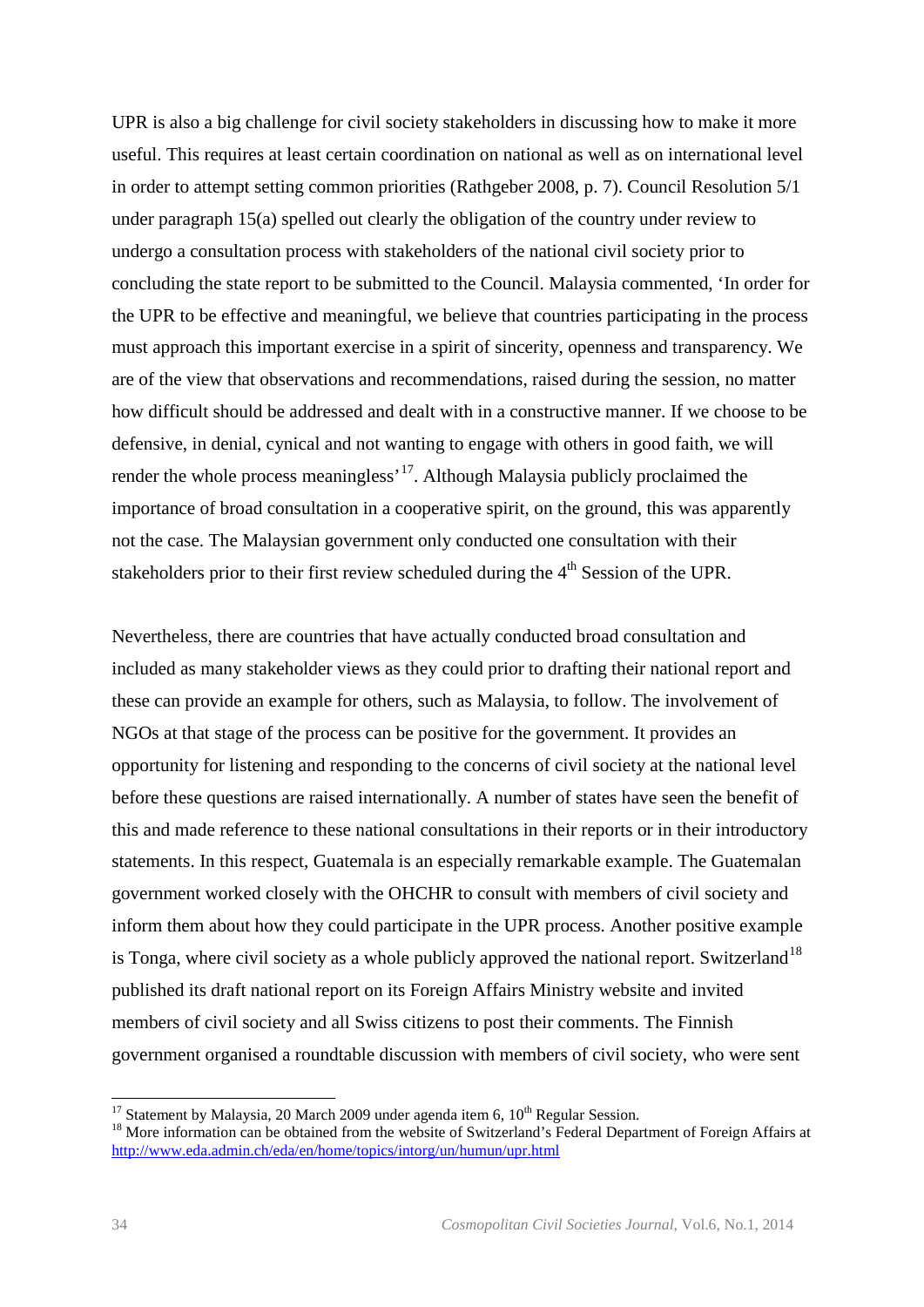UPR is also a big challenge for civil society stakeholders in discussing how to make it more useful. This requires at least certain coordination on national as well as on international level in order to attempt setting common priorities (Rathgeber 2008, p. 7). Council Resolution 5/1 under paragraph 15(a) spelled out clearly the obligation of the country under review to undergo a consultation process with stakeholders of the national civil society prior to concluding the state report to be submitted to the Council. Malaysia commented, 'In order for the UPR to be effective and meaningful, we believe that countries participating in the process must approach this important exercise in a spirit of sincerity, openness and transparency. We are of the view that observations and recommendations, raised during the session, no matter how difficult should be addressed and dealt with in a constructive manner. If we choose to be defensive, in denial, cynical and not wanting to engage with others in good faith, we will render the whole process meaningless'[17]. Although Malaysia publicly proclaimed the importance of broad consultation in a cooperative spirit, on the ground, this was apparently not the case. The Malaysian government only conducted one consultation with their stakeholders prior to their first review scheduled during the 4th Session of the UPR.

Nevertheless, there are countries that have actually conducted broad consultation and included as many stakeholder views as they could prior to drafting their national report and these can provide an example for others, such as Malaysia, to follow. The involvement of NGOs at that stage of the process can be positive for the government. It provides an opportunity for listening and responding to the concerns of civil society at the national level before these questions are raised internationally. A number of states have seen the benefit of this and made reference to these national consultations in their reports or in their introductory statements. In this respect, Guatemala is an especially remarkable example. The Guatemalan government worked closely with the OHCHR to consult with members of civil society and inform them about how they could participate in the UPR process. Another positive example is Tonga, where civil society as a whole publicly approved the national report. Switzerland[18] published its draft national report on its Foreign Affairs Ministry website and invited members of civil society and all Swiss citizens to post their comments. The Finnish government organised a roundtable discussion with members of civil society, who were sent

---

[17] Statement by Malaysia, 20 March 2009 under agenda item 6, 10th Regular Session.

[18] More information can be obtained from the website of Switzerland's Federal Department of Foreign Affairs at http://www.eda.admin.ch/eda/en/home/topics/intorg/un/humun/upr.html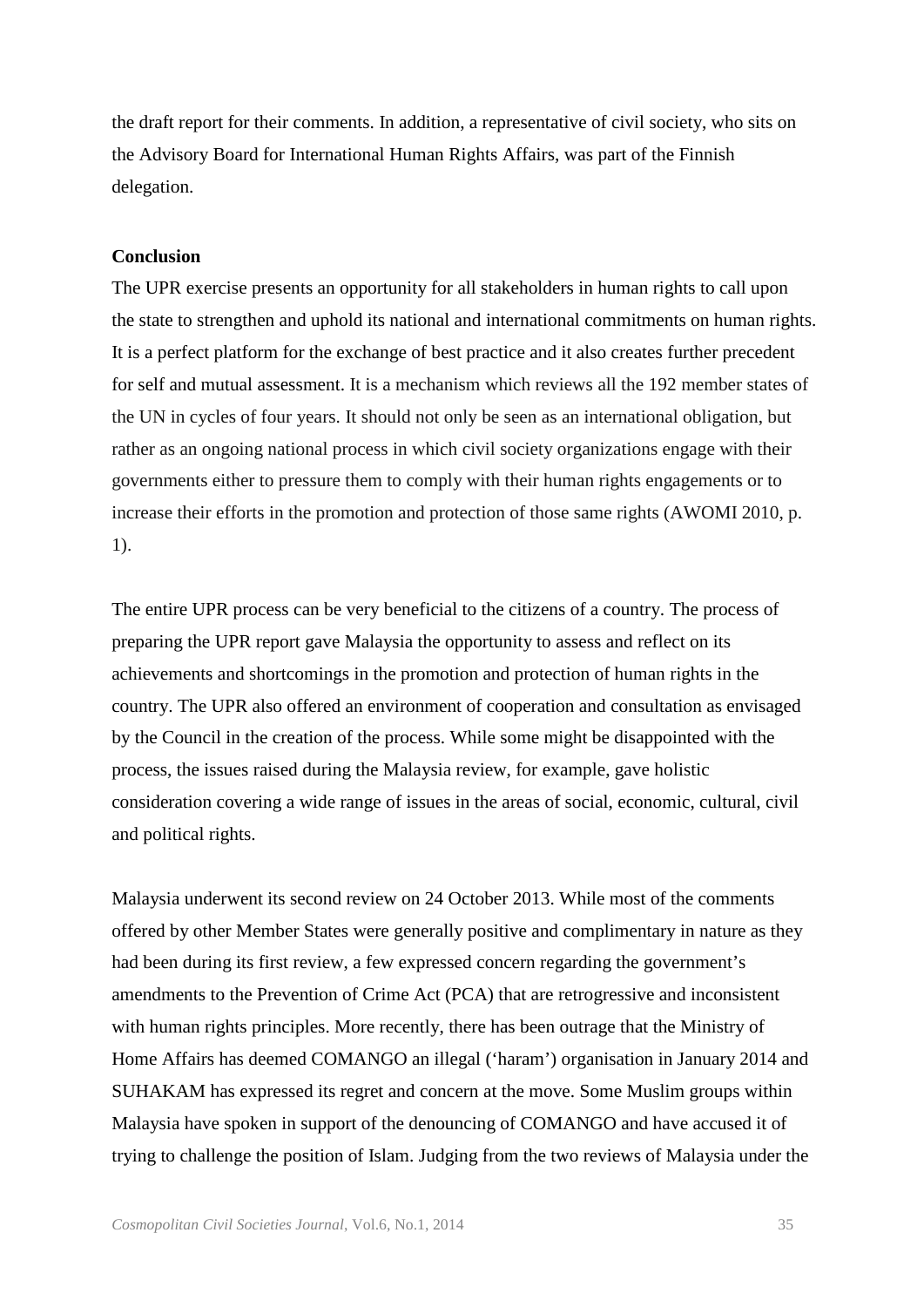the draft report for their comments. In addition, a representative of civil society, who sits on the Advisory Board for International Human Rights Affairs, was part of the Finnish delegation.

**Conclusion**

The UPR exercise presents an opportunity for all stakeholders in human rights to call upon the state to strengthen and uphold its national and international commitments on human rights. It is a perfect platform for the exchange of best practice and it also creates further precedent for self and mutual assessment. It is a mechanism which reviews all the 192 member states of the UN in cycles of four years. It should not only be seen as an international obligation, but rather as an ongoing national process in which civil society organizations engage with their governments either to pressure them to comply with their human rights engagements or to increase their efforts in the promotion and protection of those same rights (AWOMI 2010, p. 1).

The entire UPR process can be very beneficial to the citizens of a country. The process of preparing the UPR report gave Malaysia the opportunity to assess and reflect on its achievements and shortcomings in the promotion and protection of human rights in the country. The UPR also offered an environment of cooperation and consultation as envisaged by the Council in the creation of the process. While some might be disappointed with the process, the issues raised during the Malaysia review, for example, gave holistic consideration covering a wide range of issues in the areas of social, economic, cultural, civil and political rights.

Malaysia underwent its second review on 24 October 2013. While most of the comments offered by other Member States were generally positive and complimentary in nature as they had been during its first review, a few expressed concern regarding the government's amendments to the Prevention of Crime Act (PCA) that are retrogressive and inconsistent with human rights principles. More recently, there has been outrage that the Ministry of Home Affairs has deemed COMANGO an illegal ('haram') organisation in January 2014 and SUHAKAM has expressed its regret and concern at the move. Some Muslim groups within Malaysia have spoken in support of the denouncing of COMANGO and have accused it of trying to challenge the position of Islam. Judging from the two reviews of Malaysia under the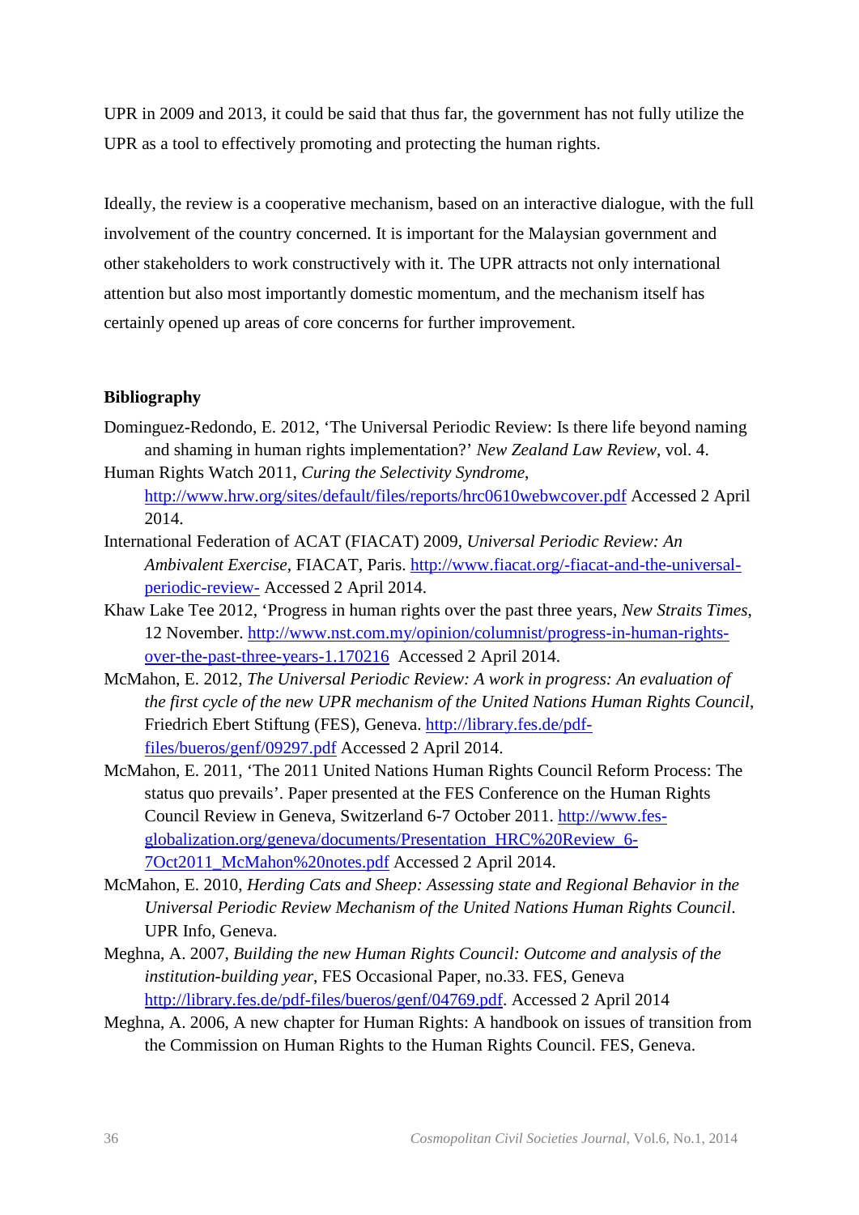UPR in 2009 and 2013, it could be said that thus far, the government has not fully utilize the UPR as a tool to effectively promoting and protecting the human rights.

Ideally, the review is a cooperative mechanism, based on an interactive dialogue, with the full involvement of the country concerned. It is important for the Malaysian government and other stakeholders to work constructively with it. The UPR attracts not only international attention but also most importantly domestic momentum, and the mechanism itself has certainly opened up areas of core concerns for further improvement.

**Bibliography**

Dominguez-Redondo, E. 2012, 'The Universal Periodic Review: Is there life beyond naming and shaming in human rights implementation?' *New Zealand Law Review*, vol. 4.

Human Rights Watch 2011, *Curing the Selectivity Syndrome*, http://www.hrw.org/sites/default/files/reports/hrc0610webwcover.pdf Accessed 2 April 2014.

International Federation of ACAT (FIACAT) 2009, *Universal Periodic Review: An Ambivalent Exercise*, FIACAT, Paris. http://www.fiacat.org/-fiacat-and-the-universal-periodic-review- Accessed 2 April 2014.

Khaw Lake Tee 2012, 'Progress in human rights over the past three years, *New Straits Times*, 12 November. http://www.nst.com.my/opinion/columnist/progress-in-human-rights-over-the-past-three-years-1.170216 Accessed 2 April 2014.

McMahon, E. 2012, *The Universal Periodic Review: A work in progress: An evaluation of the first cycle of the new UPR mechanism of the United Nations Human Rights Council*, Friedrich Ebert Stiftung (FES), Geneva. http://library.fes.de/pdf-files/bueros/genf/09297.pdf Accessed 2 April 2014.

McMahon, E. 2011, 'The 2011 United Nations Human Rights Council Reform Process: The status quo prevails'. Paper presented at the FES Conference on the Human Rights Council Review in Geneva, Switzerland 6-7 October 2011. http://www.fes-globalization.org/geneva/documents/Presentation_HRC%20Review_6-7Oct2011_McMahon%20notes.pdf Accessed 2 April 2014.

McMahon, E. 2010, *Herding Cats and Sheep: Assessing state and Regional Behavior in the Universal Periodic Review Mechanism of the United Nations Human Rights Council*. UPR Info, Geneva.

Meghna, A. 2007, *Building the new Human Rights Council: Outcome and analysis of the institution-building year*, FES Occasional Paper, no.33. FES, Geneva http://library.fes.de/pdf-files/bueros/genf/04769.pdf. Accessed 2 April 2014

Meghna, A. 2006, A new chapter for Human Rights: A handbook on issues of transition from the Commission on Human Rights to the Human Rights Council. FES, Geneva.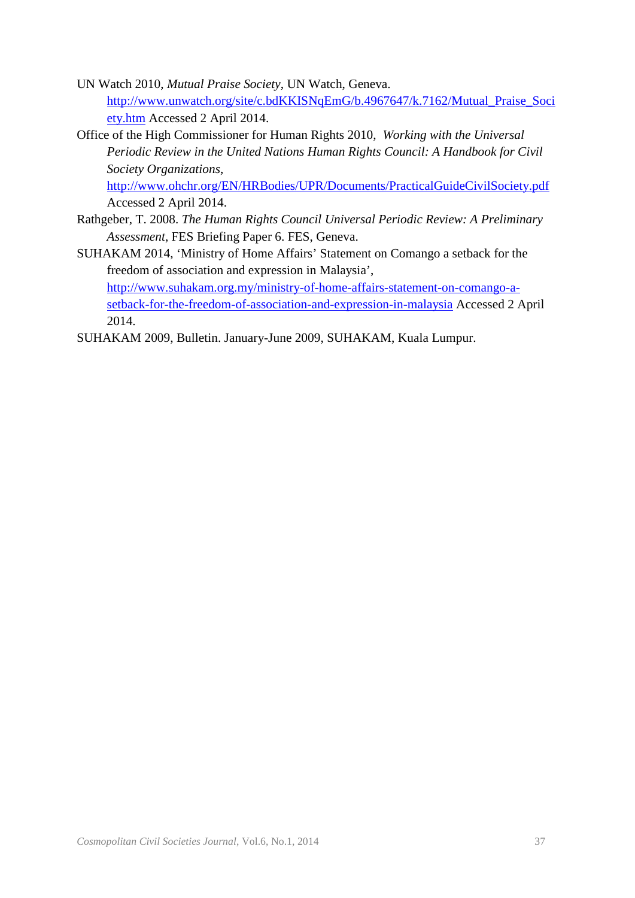UN Watch 2010, *Mutual Praise Society*, UN Watch, Geneva. http://www.unwatch.org/site/c.bdKKISNqEmG/b.4967647/k.7162/Mutual_Praise_Society.htm Accessed 2 April 2014.

Office of the High Commissioner for Human Rights 2010, *Working with the Universal Periodic Review in the United Nations Human Rights Council: A Handbook for Civil Society Organizations*, http://www.ohchr.org/EN/HRBodies/UPR/Documents/PracticalGuideCivilSociety.pdf Accessed 2 April 2014.

Rathgeber, T. 2008. *The Human Rights Council Universal Periodic Review: A Preliminary Assessment*, FES Briefing Paper 6. FES, Geneva.

SUHAKAM 2014, 'Ministry of Home Affairs' Statement on Comango a setback for the freedom of association and expression in Malaysia', http://www.suhakam.org.my/ministry-of-home-affairs-statement-on-comango-a-setback-for-the-freedom-of-association-and-expression-in-malaysia Accessed 2 April 2014.

SUHAKAM 2009, Bulletin. January-June 2009, SUHAKAM, Kuala Lumpur.